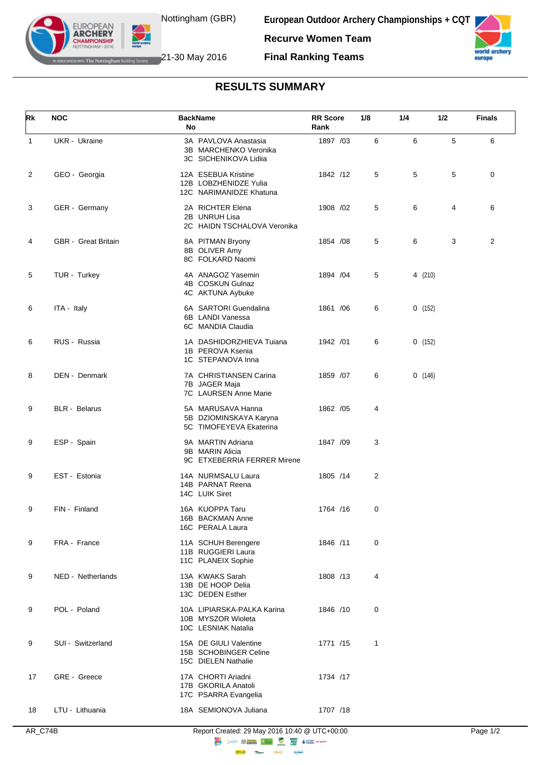Nottingham (GBR)

21-30 May 2016

**European Outdoor Archery Championships + CQT**

**Recurve Women Team**

**Final Ranking Teams**

## RESULTS SUMMARY

| Rk | NOC | BackName No | RR Score Rank | 1/8 | 1/4 | 1/2 | Finals |
|---|---|---|---|---|---|---|---|
| 1 | UKR - Ukraine | 3A PAVLOVA Anastasia<br>3B MARCHENKO Veronika<br>3C SICHENIKOVA Lidiia | 1897 /03 | 6 | 6 | 5 | 6 |
| 2 | GEO - Georgia | 12A ESEBUA Kristine<br>12B LOBZHENIDZE Yulia<br>12C NARIMANIDZE Khatuna | 1842 /12 | 5 | 5 | 5 | 0 |
| 3 | GER - Germany | 2A RICHTER Elena<br>2B UNRUH Lisa<br>2C HAIDN TSCHALOVA Veronika | 1908 /02 | 5 | 6 | 4 | 6 |
| 4 | GBR - Great Britain | 8A PITMAN Bryony<br>8B OLIVER Amy<br>8C FOLKARD Naomi | 1854 /08 | 5 | 6 | 3 | 2 |
| 5 | TUR - Turkey | 4A ANAGOZ Yasemin<br>4B COSKUN Gulnaz<br>4C AKTUNA Aybuke | 1894 /04 | 5 | 4 (210) | | |
| 6 | ITA - Italy | 6A SARTORI Guendalina<br>6B LANDI Vanessa<br>6C MANDIA Claudia | 1861 /06 | 6 | 0 (152) | | |
| 6 | RUS - Russia | 1A DASHIDORZHIEVA Tuiana<br>1B PEROVA Ksenia<br>1C STEPANOVA Inna | 1942 /01 | 6 | 0 (152) | | |
| 8 | DEN - Denmark | 7A CHRISTIANSEN Carina<br>7B JAGER Maja<br>7C LAURSEN Anne Marie | 1859 /07 | 6 | 0 (146) | | |
| 9 | BLR - Belarus | 5A MARUSAVA Hanna<br>5B DZIOMINSKAYA Karyna<br>5C TIMOFEYEVA Ekaterina | 1862 /05 | 4 | | | |
| 9 | ESP - Spain | 9A MARTIN Adriana<br>9B MARIN Alicia<br>9C ETXEBERRIA FERRER Mirene | 1847 /09 | 3 | | | |
| 9 | EST - Estonia | 14A NURMSALU Laura<br>14B PARNAT Reena<br>14C LUIK Siret | 1805 /14 | 2 | | | |
| 9 | FIN - Finland | 16A KUOPPA Taru<br>16B BACKMAN Anne<br>16C PERALA Laura | 1764 /16 | 0 | | | |
| 9 | FRA - France | 11A SCHUH Berengere<br>11B RUGGIERI Laura<br>11C PLANEIX Sophie | 1846 /11 | 0 | | | |
| 9 | NED - Netherlands | 13A KWAKS Sarah<br>13B DE HOOP Delia<br>13C DEDEN Esther | 1808 /13 | 4 | | | |
| 9 | POL - Poland | 10A LIPIARSKA-PALKA Karina<br>10B MYSZOR Wioleta<br>10C LESNIAK Natalia | 1846 /10 | 0 | | | |
| 9 | SUI - Switzerland | 15A DE GIULI Valentine<br>15B SCHOBINGER Celine<br>15C DIELEN Nathalie | 1771 /15 | 1 | | | |
| 17 | GRE - Greece | 17A CHORTI Ariadni<br>17B GKORILA Anatoli<br>17C PSARRA Evangelia | 1734 /17 | | | | |
| 18 | LTU - Lithuania | 18A SEMIONOVA Juliana | 1707 /18 | | | | |

AR_C74B Report Created: 29 May 2016 10:40 @ UTC+00:00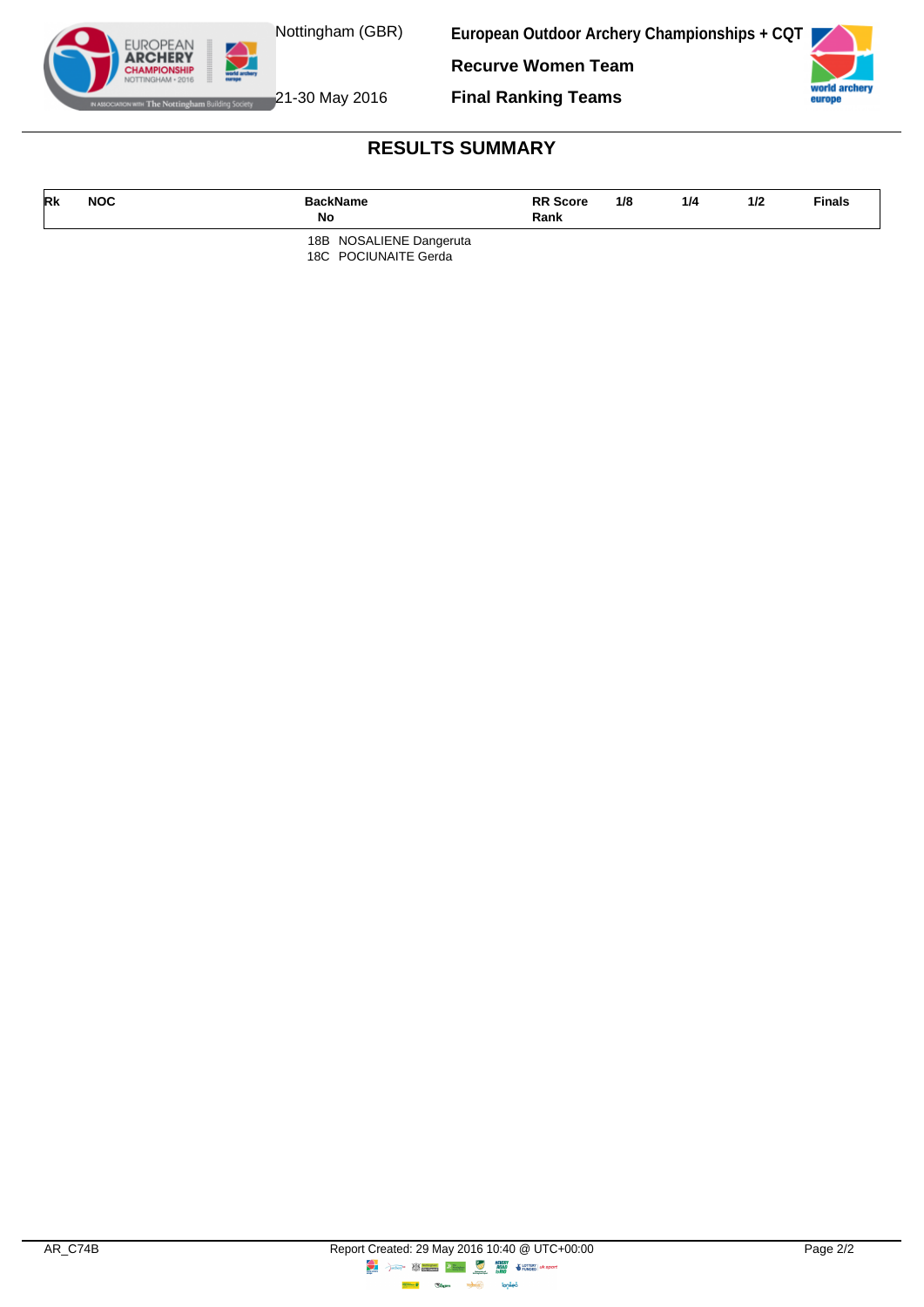## RESULTS SUMMARY

| Rk | NOC | BackName No | RR Score Rank | 1/8 | 1/4 | 1/2 | Finals |
|---|---|---|---|---|---|---|---|
| | | 18B NOSALIENE Dangeruta | | | | | |
| | | 18C POCIUNAITE Gerda | | | | | |

AR_C74B

Report Created: 29 May 2016 10:40 @ UTC+00:00